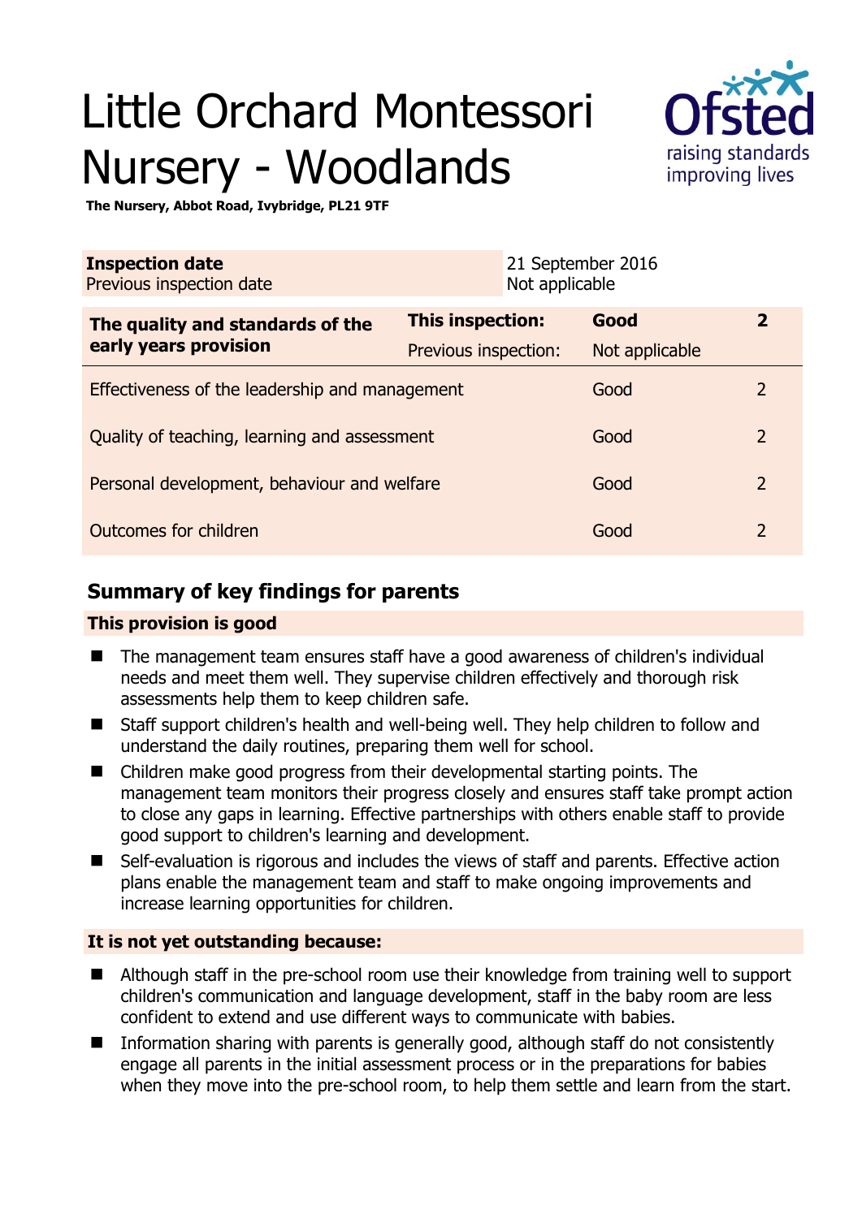# Little Orchard Montessori Nursery - Woodlands

**The Nursery, Abbot Road, Ivybridge, PL21 9TF**

| **Inspection date** | 21 September 2016 |
|---|---|
| Previous inspection date | Not applicable |

| **The quality and standards of the early years provision** | **This inspection:** | **Good** | **2** |
|---|---|---|---|
| | Previous inspection: | Not applicable | |
| Effectiveness of the leadership and management | | Good | 2 |
| Quality of teaching, learning and assessment | | Good | 2 |
| Personal development, behaviour and welfare | | Good | 2 |
| Outcomes for children | | Good | 2 |

## Summary of key findings for parents

### This provision is good

- The management team ensures staff have a good awareness of children's individual needs and meet them well. They supervise children effectively and thorough risk assessments help them to keep children safe.
- Staff support children's health and well-being well. They help children to follow and understand the daily routines, preparing them well for school.
- Children make good progress from their developmental starting points. The management team monitors their progress closely and ensures staff take prompt action to close any gaps in learning. Effective partnerships with others enable staff to provide good support to children's learning and development.
- Self-evaluation is rigorous and includes the views of staff and parents. Effective action plans enable the management team and staff to make ongoing improvements and increase learning opportunities for children.

### It is not yet outstanding because:

- Although staff in the pre-school room use their knowledge from training well to support children's communication and language development, staff in the baby room are less confident to extend and use different ways to communicate with babies.
- Information sharing with parents is generally good, although staff do not consistently engage all parents in the initial assessment process or in the preparations for babies when they move into the pre-school room, to help them settle and learn from the start.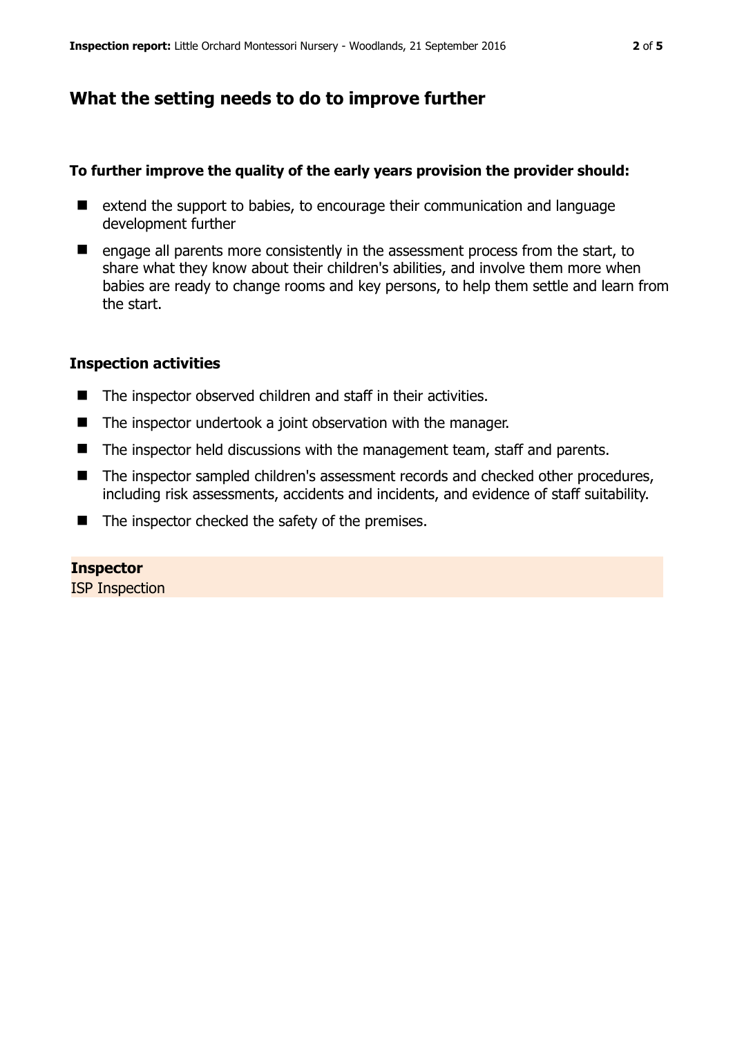## What the setting needs to do to improve further

**To further improve the quality of the early years provision the provider should:**

- extend the support to babies, to encourage their communication and language development further
- engage all parents more consistently in the assessment process from the start, to share what they know about their children's abilities, and involve them more when babies are ready to change rooms and key persons, to help them settle and learn from the start.

### Inspection activities

- The inspector observed children and staff in their activities.
- The inspector undertook a joint observation with the manager.
- The inspector held discussions with the management team, staff and parents.
- The inspector sampled children's assessment records and checked other procedures, including risk assessments, accidents and incidents, and evidence of staff suitability.
- The inspector checked the safety of the premises.

**Inspector**

ISP Inspection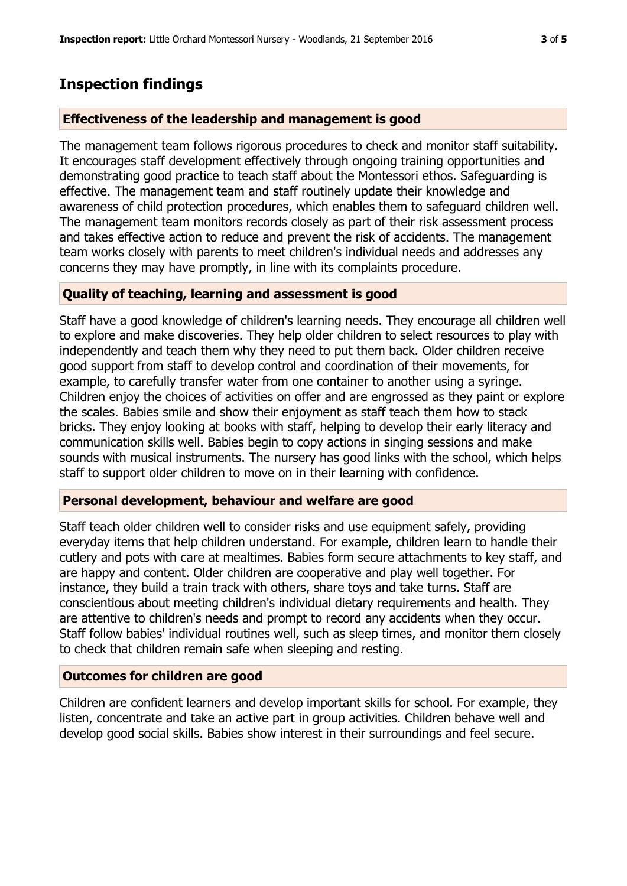## Inspection findings

### Effectiveness of the leadership and management is good

The management team follows rigorous procedures to check and monitor staff suitability. It encourages staff development effectively through ongoing training opportunities and demonstrating good practice to teach staff about the Montessori ethos. Safeguarding is effective. The management team and staff routinely update their knowledge and awareness of child protection procedures, which enables them to safeguard children well. The management team monitors records closely as part of their risk assessment process and takes effective action to reduce and prevent the risk of accidents. The management team works closely with parents to meet children's individual needs and addresses any concerns they may have promptly, in line with its complaints procedure.

### Quality of teaching, learning and assessment is good

Staff have a good knowledge of children's learning needs. They encourage all children well to explore and make discoveries. They help older children to select resources to play with independently and teach them why they need to put them back. Older children receive good support from staff to develop control and coordination of their movements, for example, to carefully transfer water from one container to another using a syringe. Children enjoy the choices of activities on offer and are engrossed as they paint or explore the scales. Babies smile and show their enjoyment as staff teach them how to stack bricks. They enjoy looking at books with staff, helping to develop their early literacy and communication skills well. Babies begin to copy actions in singing sessions and make sounds with musical instruments. The nursery has good links with the school, which helps staff to support older children to move on in their learning with confidence.

### Personal development, behaviour and welfare are good

Staff teach older children well to consider risks and use equipment safely, providing everyday items that help children understand. For example, children learn to handle their cutlery and pots with care at mealtimes. Babies form secure attachments to key staff, and are happy and content. Older children are cooperative and play well together. For instance, they build a train track with others, share toys and take turns. Staff are conscientious about meeting children's individual dietary requirements and health. They are attentive to children's needs and prompt to record any accidents when they occur. Staff follow babies' individual routines well, such as sleep times, and monitor them closely to check that children remain safe when sleeping and resting.

### Outcomes for children are good

Children are confident learners and develop important skills for school. For example, they listen, concentrate and take an active part in group activities. Children behave well and develop good social skills. Babies show interest in their surroundings and feel secure.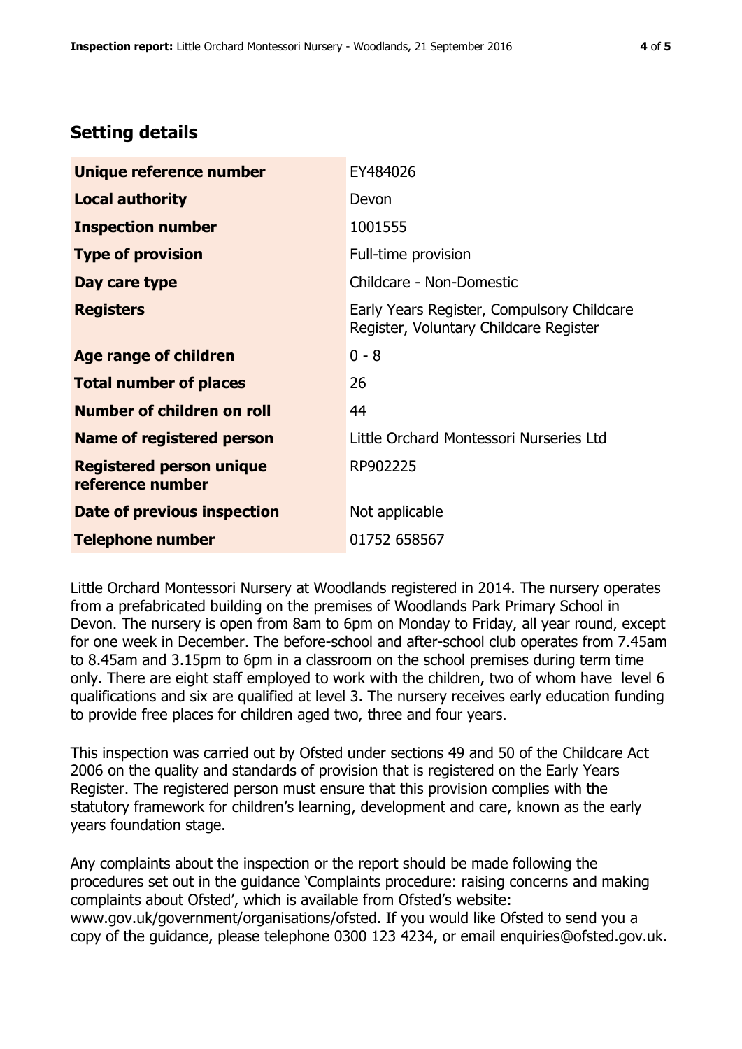## Setting details

| | |
|---|---|
| **Unique reference number** | EY484026 |
| **Local authority** | Devon |
| **Inspection number** | 1001555 |
| **Type of provision** | Full-time provision |
| **Day care type** | Childcare - Non-Domestic |
| **Registers** | Early Years Register, Compulsory Childcare Register, Voluntary Childcare Register |
| **Age range of children** | 0 - 8 |
| **Total number of places** | 26 |
| **Number of children on roll** | 44 |
| **Name of registered person** | Little Orchard Montessori Nurseries Ltd |
| **Registered person unique reference number** | RP902225 |
| **Date of previous inspection** | Not applicable |
| **Telephone number** | 01752 658567 |

Little Orchard Montessori Nursery at Woodlands registered in 2014. The nursery operates from a prefabricated building on the premises of Woodlands Park Primary School in Devon. The nursery is open from 8am to 6pm on Monday to Friday, all year round, except for one week in December. The before-school and after-school club operates from 7.45am to 8.45am and 3.15pm to 6pm in a classroom on the school premises during term time only. There are eight staff employed to work with the children, two of whom have level 6 qualifications and six are qualified at level 3. The nursery receives early education funding to provide free places for children aged two, three and four years.

This inspection was carried out by Ofsted under sections 49 and 50 of the Childcare Act 2006 on the quality and standards of provision that is registered on the Early Years Register. The registered person must ensure that this provision complies with the statutory framework for children's learning, development and care, known as the early years foundation stage.

Any complaints about the inspection or the report should be made following the procedures set out in the guidance 'Complaints procedure: raising concerns and making complaints about Ofsted', which is available from Ofsted's website: www.gov.uk/government/organisations/ofsted. If you would like Ofsted to send you a copy of the guidance, please telephone 0300 123 4234, or email enquiries@ofsted.gov.uk.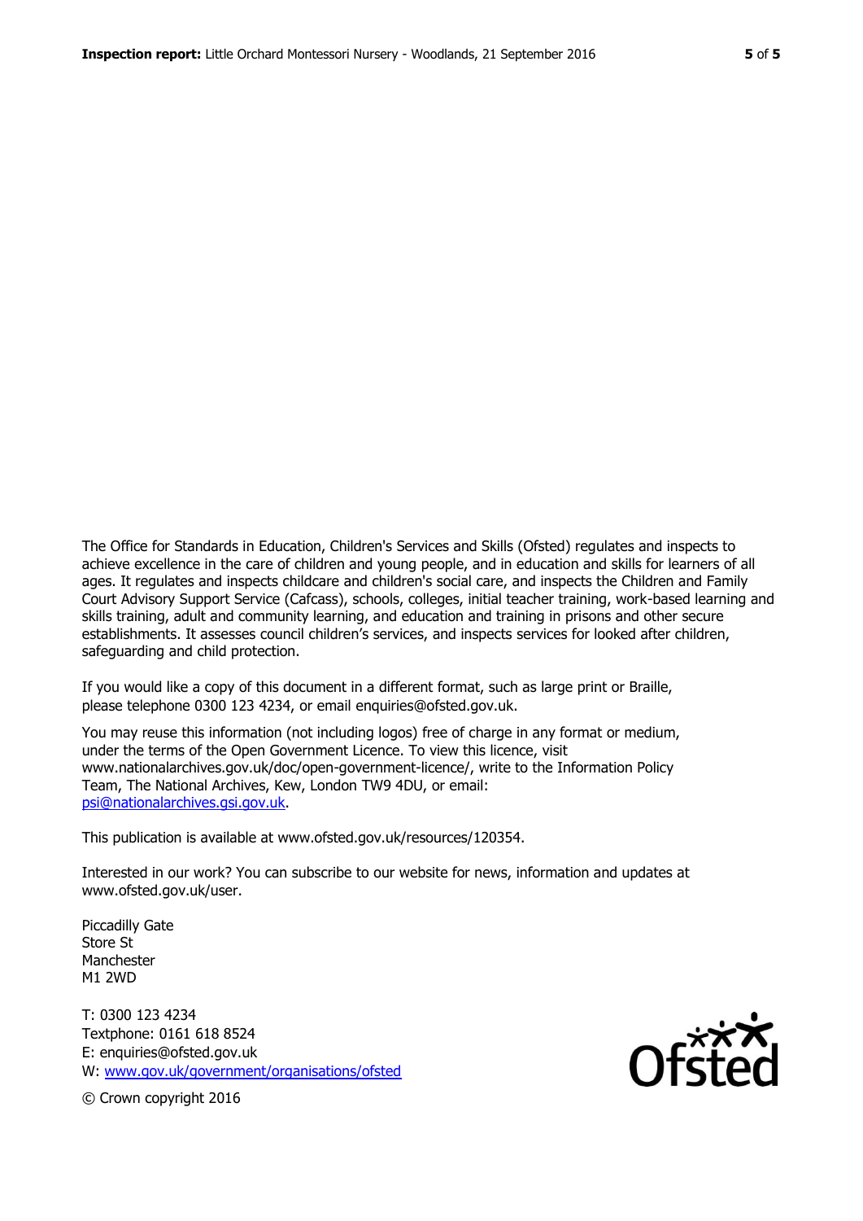The Office for Standards in Education, Children's Services and Skills (Ofsted) regulates and inspects to achieve excellence in the care of children and young people, and in education and skills for learners of all ages. It regulates and inspects childcare and children's social care, and inspects the Children and Family Court Advisory Support Service (Cafcass), schools, colleges, initial teacher training, work-based learning and skills training, adult and community learning, and education and training in prisons and other secure establishments. It assesses council children's services, and inspects services for looked after children, safeguarding and child protection.

If you would like a copy of this document in a different format, such as large print or Braille, please telephone 0300 123 4234, or email enquiries@ofsted.gov.uk.

You may reuse this information (not including logos) free of charge in any format or medium, under the terms of the Open Government Licence. To view this licence, visit www.nationalarchives.gov.uk/doc/open-government-licence/, write to the Information Policy Team, The National Archives, Kew, London TW9 4DU, or email: psi@nationalarchives.gsi.gov.uk.

This publication is available at www.ofsted.gov.uk/resources/120354.

Interested in our work? You can subscribe to our website for news, information and updates at www.ofsted.gov.uk/user.

Piccadilly Gate
Store St
Manchester
M1 2WD

T: 0300 123 4234
Textphone: 0161 618 8524
E: enquiries@ofsted.gov.uk
W: www.gov.uk/government/organisations/ofsted

© Crown copyright 2016